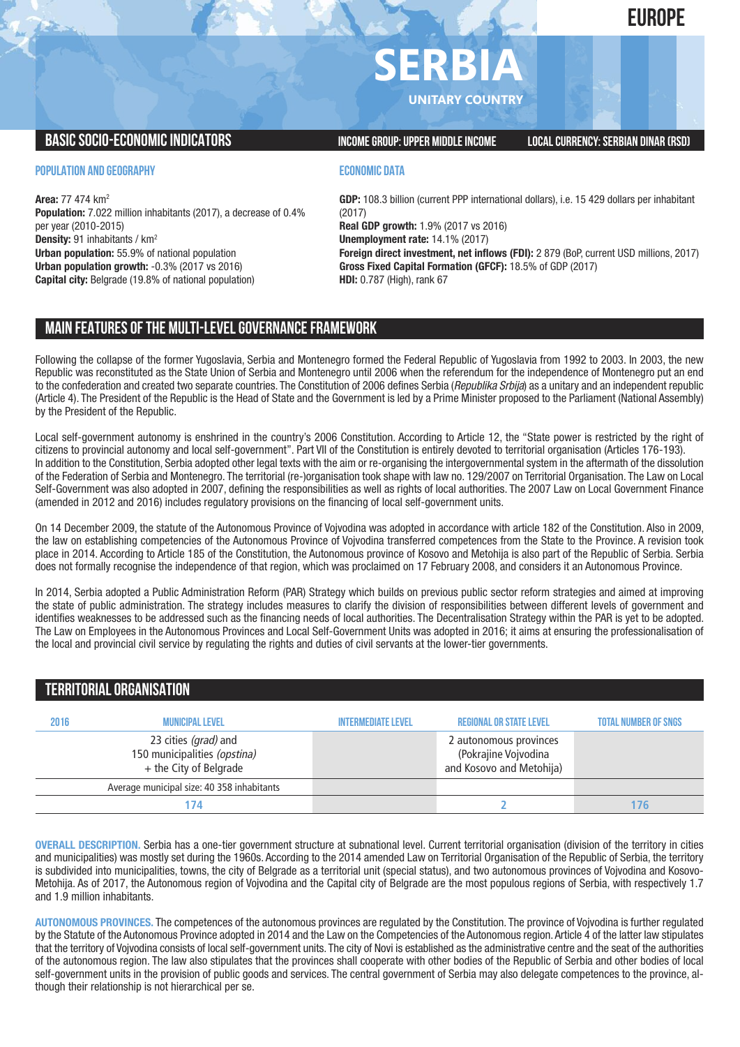# EUROPE

# SERBIA

UNITARY COUNTRY

## BASIC SOCIO-ECONOMIC INDICATORS

INCOME GROUP: UPPER MIDDLE INCOME

LOCAL CURRENCY: SERBIAN DINAR (RSD)

### POPULATION AND GEOGRAPHY

**Area:** 77 474 km²
**Population:** 7.022 million inhabitants (2017), a decrease of 0.4% per year (2010-2015)
**Density:** 91 inhabitants / km²
**Urban population:** 55.9% of national population
**Urban population growth:** -0.3% (2017 vs 2016)
**Capital city:** Belgrade (19.8% of national population)

### ECONOMIC DATA

**GDP:** 108.3 billion (current PPP international dollars), i.e. 15 429 dollars per inhabitant (2017)
**Real GDP growth:** 1.9% (2017 vs 2016)
**Unemployment rate:** 14.1% (2017)
**Foreign direct investment, net inflows (FDI):** 2 879 (BoP, current USD millions, 2017)
**Gross Fixed Capital Formation (GFCF):** 18.5% of GDP (2017)
**HDI:** 0.787 (High), rank 67

## MAIN FEATURES OF THE MULTI-LEVEL GOVERNANCE FRAMEWORK

Following the collapse of the former Yugoslavia, Serbia and Montenegro formed the Federal Republic of Yugoslavia from 1992 to 2003. In 2003, the new Republic was reconstituted as the State Union of Serbia and Montenegro until 2006 when the referendum for the independence of Montenegro put an end to the confederation and created two separate countries. The Constitution of 2006 defines Serbia (*Republika Srbija*) as a unitary and an independent republic (Article 4). The President of the Republic is the Head of State and the Government is led by a Prime Minister proposed to the Parliament (National Assembly) by the President of the Republic.

Local self-government autonomy is enshrined in the country's 2006 Constitution. According to Article 12, the "State power is restricted by the right of citizens to provincial autonomy and local self-government". Part VII of the Constitution is entirely devoted to territorial organisation (Articles 176-193). In addition to the Constitution, Serbia adopted other legal texts with the aim or re-organising the intergovernmental system in the aftermath of the dissolution of the Federation of Serbia and Montenegro. The territorial (re-)organisation took shape with law no. 129/2007 on Territorial Organisation. The Law on Local Self-Government was also adopted in 2007, defining the responsibilities as well as rights of local authorities. The 2007 Law on Local Government Finance (amended in 2012 and 2016) includes regulatory provisions on the financing of local self-government units.

On 14 December 2009, the statute of the Autonomous Province of Vojvodina was adopted in accordance with article 182 of the Constitution. Also in 2009, the law on establishing competencies of the Autonomous Province of Vojvodina transferred competences from the State to the Province. A revision took place in 2014. According to Article 185 of the Constitution, the Autonomous province of Kosovo and Metohija is also part of the Republic of Serbia. Serbia does not formally recognise the independence of that region, which was proclaimed on 17 February 2008, and considers it an Autonomous Province.

In 2014, Serbia adopted a Public Administration Reform (PAR) Strategy which builds on previous public sector reform strategies and aimed at improving the state of public administration. The strategy includes measures to clarify the division of responsibilities between different levels of government and identifies weaknesses to be addressed such as the financing needs of local authorities. The Decentralisation Strategy within the PAR is yet to be adopted. The Law on Employees in the Autonomous Provinces and Local Self-Government Units was adopted in 2016; it aims at ensuring the professionalisation of the local and provincial civil service by regulating the rights and duties of civil servants at the lower-tier governments.

## TERRITORIAL ORGANISATION

| 2016 | MUNICIPAL LEVEL | INTERMEDIATE LEVEL | REGIONAL OR STATE LEVEL | TOTAL NUMBER OF SNGS |
|---|---|---|---|---|
| | 23 cities *(grad)* and 150 municipalities *(opstina)* + the City of Belgrade | | 2 autonomous provinces (Pokrajine Vojvodina and Kosovo and Metohija) | |
| | Average municipal size: 40 358 inhabitants | | | |
| | 174 | | 2 | 176 |

**OVERALL DESCRIPTION.** Serbia has a one-tier government structure at subnational level. Current territorial organisation (division of the territory in cities and municipalities) was mostly set during the 1960s. According to the 2014 amended Law on Territorial Organisation of the Republic of Serbia, the territory is subdivided into municipalities, towns, the city of Belgrade as a territorial unit (special status), and two autonomous provinces of Vojvodina and Kosovo-Metohija. As of 2017, the Autonomous region of Vojvodina and the Capital city of Belgrade are the most populous regions of Serbia, with respectively 1.7 and 1.9 million inhabitants.

**AUTONOMOUS PROVINCES.** The competences of the autonomous provinces are regulated by the Constitution. The province of Vojvodina is further regulated by the Statute of the Autonomous Province adopted in 2014 and the Law on the Competencies of the Autonomous region. Article 4 of the latter law stipulates that the territory of Vojvodina consists of local self-government units. The city of Novi is established as the administrative centre and the seat of the authorities of the autonomous region. The law also stipulates that the provinces shall cooperate with other bodies of the Republic of Serbia and other bodies of local self-government units in the provision of public goods and services. The central government of Serbia may also delegate competences to the province, although their relationship is not hierarchical per se.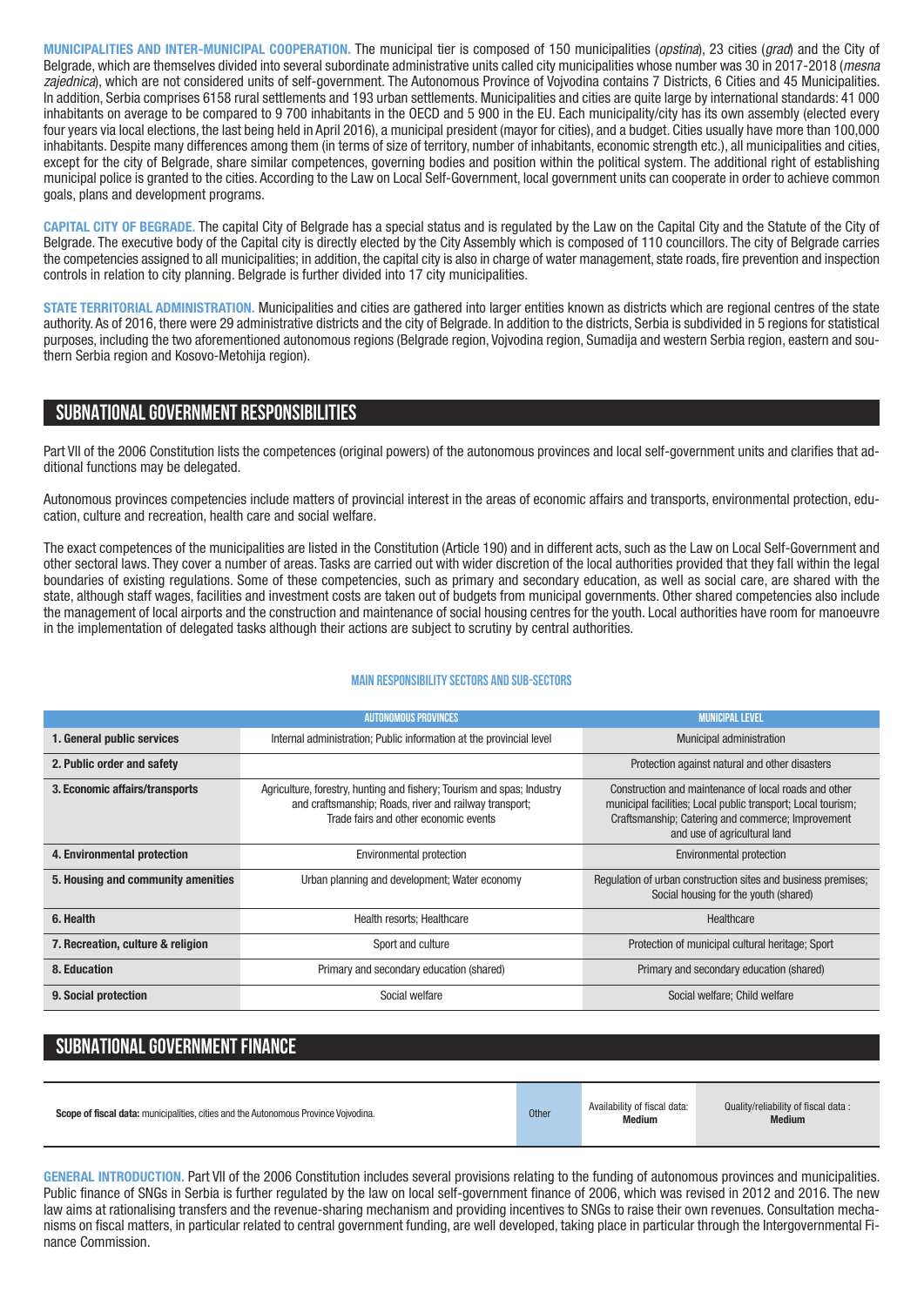**MUNICIPALITIES AND INTER-MUNICIPAL COOPERATION.** The municipal tier is composed of 150 municipalities (*opstina*), 23 cities (*grad*) and the City of Belgrade, which are themselves divided into several subordinate administrative units called city municipalities whose number was 30 in 2017-2018 (*mesna zajednica*), which are not considered units of self-government. The Autonomous Province of Vojvodina contains 7 Districts, 6 Cities and 45 Municipalities. In addition, Serbia comprises 6158 rural settlements and 193 urban settlements. Municipalities and cities are quite large by international standards: 41 000 inhabitants on average to be compared to 9 700 inhabitants in the OECD and 5 900 in the EU. Each municipality/city has its own assembly (elected every four years via local elections, the last being held in April 2016), a municipal president (mayor for cities), and a budget. Cities usually have more than 100,000 inhabitants. Despite many differences among them (in terms of size of territory, number of inhabitants, economic strength etc.), all municipalities and cities, except for the city of Belgrade, share similar competences, governing bodies and position within the political system. The additional right of establishing municipal police is granted to the cities. According to the Law on Local Self-Government, local government units can cooperate in order to achieve common goals, plans and development programs.

**CAPITAL CITY OF BEGRADE.** The capital City of Belgrade has a special status and is regulated by the Law on the Capital City and the Statute of the City of Belgrade. The executive body of the Capital city is directly elected by the City Assembly which is composed of 110 councillors. The city of Belgrade carries the competencies assigned to all municipalities; in addition, the capital city is also in charge of water management, state roads, fire prevention and inspection controls in relation to city planning. Belgrade is further divided into 17 city municipalities.

**STATE TERRITORIAL ADMINISTRATION.** Municipalities and cities are gathered into larger entities known as districts which are regional centres of the state authority. As of 2016, there were 29 administrative districts and the city of Belgrade. In addition to the districts, Serbia is subdivided in 5 regions for statistical purposes, including the two aforementioned autonomous regions (Belgrade region, Vojvodina region, Sumadija and western Serbia region, eastern and southern Serbia region and Kosovo-Metohija region).

## SUBNATIONAL GOVERNMENT RESPONSIBILITIES

Part VII of the 2006 Constitution lists the competences (original powers) of the autonomous provinces and local self-government units and clarifies that additional functions may be delegated.

Autonomous provinces competencies include matters of provincial interest in the areas of economic affairs and transports, environmental protection, education, culture and recreation, health care and social welfare.

The exact competences of the municipalities are listed in the Constitution (Article 190) and in different acts, such as the Law on Local Self-Government and other sectoral laws. They cover a number of areas. Tasks are carried out with wider discretion of the local authorities provided that they fall within the legal boundaries of existing regulations. Some of these competencies, such as primary and secondary education, as well as social care, are shared with the state, although staff wages, facilities and investment costs are taken out of budgets from municipal governments. Other shared competencies also include the management of local airports and the construction and maintenance of social housing centres for the youth. Local authorities have room for manoeuvre in the implementation of delegated tasks although their actions are subject to scrutiny by central authorities.

**MAIN RESPONSIBILITY SECTORS AND SUB-SECTORS**

| | AUTONOMOUS PROVINCES | MUNICIPAL LEVEL |
|---|---|---|
| **1. General public services** | Internal administration; Public information at the provincial level | Municipal administration |
| **2. Public order and safety** | | Protection against natural and other disasters |
| **3. Economic affairs/transports** | Agriculture, forestry, hunting and fishery; Tourism and spas; Industry and craftsmanship; Roads, river and railway transport; Trade fairs and other economic events | Construction and maintenance of local roads and other municipal facilities; Local public transport; Local tourism; Craftsmanship; Catering and commerce; Improvement and use of agricultural land |
| **4. Environmental protection** | Environmental protection | Environmental protection |
| **5. Housing and community amenities** | Urban planning and development; Water economy | Regulation of urban construction sites and business premises; Social housing for the youth (shared) |
| **6. Health** | Health resorts; Healthcare | Healthcare |
| **7. Recreation, culture & religion** | Sport and culture | Protection of municipal cultural heritage; Sport |
| **8. Education** | Primary and secondary education (shared) | Primary and secondary education (shared) |
| **9. Social protection** | Social welfare | Social welfare; Child welfare |

## SUBNATIONAL GOVERNMENT FINANCE

| **Scope of fiscal data:** municipalities, cities and the Autonomous Province Vojvodina. | Other | Availability of fiscal data: **Medium** | Quality/reliability of fiscal data : **Medium** |
|---|---|---|---|

**GENERAL INTRODUCTION.** Part VII of the 2006 Constitution includes several provisions relating to the funding of autonomous provinces and municipalities. Public finance of SNGs in Serbia is further regulated by the law on local self-government finance of 2006, which was revised in 2012 and 2016. The new law aims at rationalising transfers and the revenue-sharing mechanism and providing incentives to SNGs to raise their own revenues. Consultation mechanisms on fiscal matters, in particular related to central government funding, are well developed, taking place in particular through the Intergovernmental Finance Commission.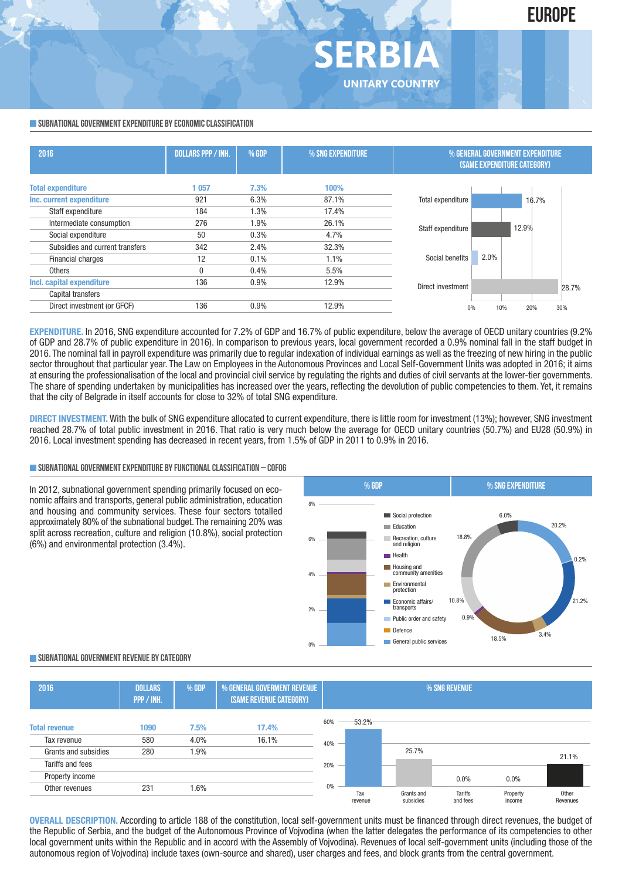# EUROPE

# SERBIA

UNITARY COUNTRY

## SUBNATIONAL GOVERNMENT EXPENDITURE BY ECONOMIC CLASSIFICATION

| 2016 | DOLLARS PPP / INH. | % GDP | % SNG EXPENDITURE |
|---|---|---|---|
| **Total expenditure** | **1 057** | **7.3%** | **100%** |
| **Inc. current expenditure** | 921 | 6.3% | 87.1% |
| Staff expenditure | 184 | 1.3% | 17.4% |
| Intermediate consumption | 276 | 1.9% | 26.1% |
| Social expenditure | 50 | 0.3% | 4.7% |
| Subsidies and current transfers | 342 | 2.4% | 32.3% |
| Financial charges | 12 | 0.1% | 1.1% |
| Others | 0 | 0.4% | 5.5% |
| **Incl. capital expenditure** | 136 | 0.9% | 12.9% |
| Capital transfers | | | |
| Direct investment (or GFCF) | 136 | 0.9% | 12.9% |

% GENERAL GOVERNMENT EXPENDITURE (SAME EXPENDITURE CATEGORY)

| Category | % |
|---|---|
| Total expenditure | 16.7% |
| Staff expenditure | 12.9% |
| Social benefits | 2.0% |
| Direct investment | 28.7% |

**EXPENDITURE.** In 2016, SNG expenditure accounted for 7.2% of GDP and 16.7% of public expenditure, below the average of OECD unitary countries (9.2% of GDP and 28.7% of public expenditure in 2016). In comparison to previous years, local government recorded a 0.9% nominal fall in the staff budget in 2016. The nominal fall in payroll expenditure was primarily due to regular indexation of individual earnings as well as the freezing of new hiring in the public sector throughout that particular year. The Law on Employees in the Autonomous Provinces and Local Self-Government Units was adopted in 2016; it aims at ensuring the professionalisation of the local and provincial civil service by regulating the rights and duties of civil servants at the lower-tier governments. The share of spending undertaken by municipalities has increased over the years, reflecting the devolution of public competencies to them. Yet, it remains that the city of Belgrade in itself accounts for close to 32% of total SNG expenditure.

**DIRECT INVESTMENT.** With the bulk of SNG expenditure allocated to current expenditure, there is little room for investment (13%); however, SNG investment reached 28.7% of total public investment in 2016. That ratio is very much below the average for OECD unitary countries (50.7%) and EU28 (50.9%) in 2016. Local investment spending has decreased in recent years, from 1.5% of GDP in 2011 to 0.9% in 2016.

## SUBNATIONAL GOVERNMENT EXPENDITURE BY FUNCTIONAL CLASSIFICATION – COFOG

In 2012, subnational government spending primarily focused on economic affairs and transports, general public administration, education and housing and community services. These four sectors totalled approximately 80% of the subnational budget. The remaining 20% was split across recreation, culture and religion (10.8%), social protection (6%) and environmental protection (3.4%).

% SNG EXPENDITURE

| Function | % |
|---|---|
| Social protection | 6.0% |
| Education | 18.8% |
| Recreation, culture and religion | 10.8% |
| Health | 0.9% |
| Housing and community amenities | 18.5% |
| Environmental protection | 3.4% |
| Economic affairs/transports | 21.2% |
| Public order and safety | 0.2% |
| Defence | |
| General public services | 20.2% |

## SUBNATIONAL GOVERNMENT REVENUE BY CATEGORY

| 2016 | DOLLARS PPP / INH. | % GDP | % GENERAL GOVERMENT REVENUE (SAME REVENUE CATEGORY) |
|---|---|---|---|
| **Total revenue** | **1090** | **7.5%** | **17.4%** |
| Tax revenue | 580 | 4.0% | 16.1% |
| Grants and subsidies | 280 | 1.9% | |
| Tariffs and fees | | | |
| Property income | | | |
| Other revenues | 231 | 1.6% | |

% SNG REVENUE

| Tax revenue | Grants and subsidies | Tariffs and fees | Property income | Other Revenues |
|---|---|---|---|---|
| 53.2% | 25.7% | 0.0% | 0.0% | 21.1% |

**OVERALL DESCRIPTION.** According to article 188 of the constitution, local self-government units must be financed through direct revenues, the budget of the Republic of Serbia, and the budget of the Autonomous Province of Vojvodina (when the latter delegates the performance of its competencies to other local government units within the Republic and in accord with the Assembly of Vojvodina). Revenues of local self-government units (including those of the autonomous region of Vojvodina) include taxes (own-source and shared), user charges and fees, and block grants from the central government.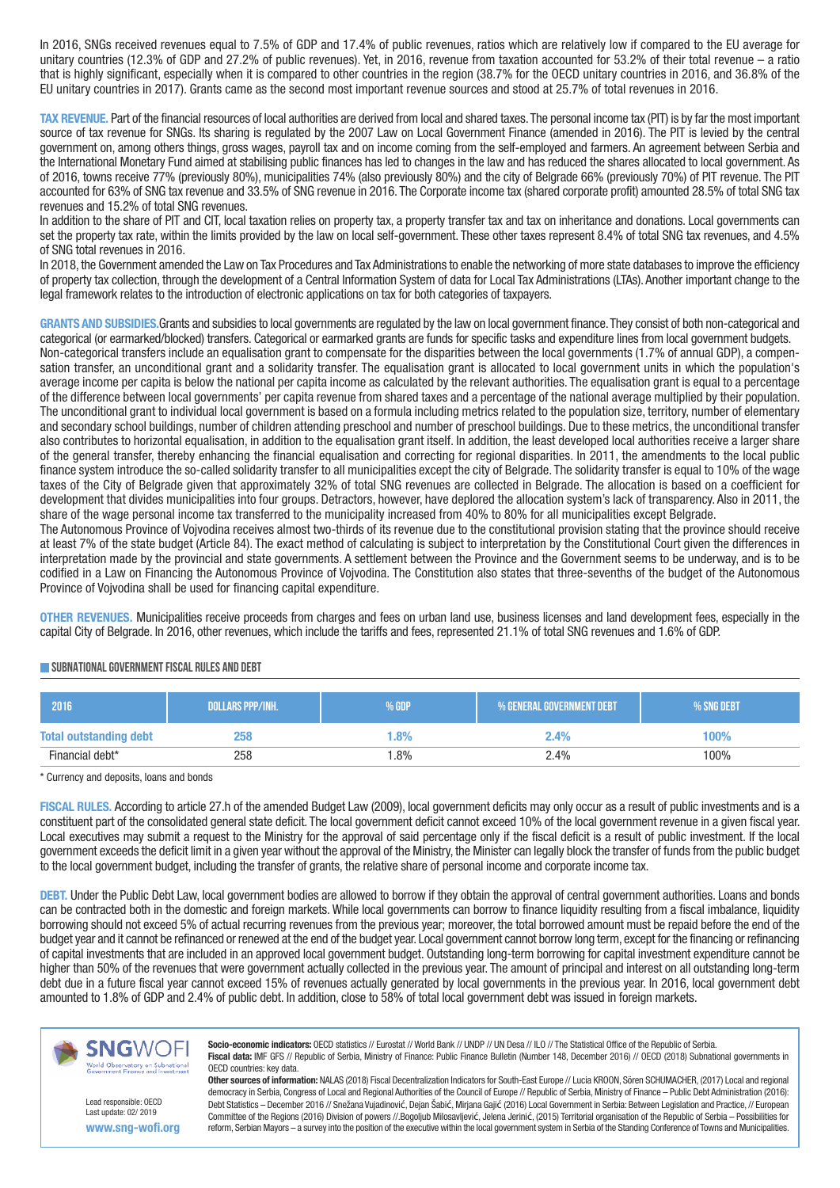In 2016, SNGs received revenues equal to 7.5% of GDP and 17.4% of public revenues, ratios which are relatively low if compared to the EU average for unitary countries (12.3% of GDP and 27.2% of public revenues). Yet, in 2016, revenue from taxation accounted for 53.2% of their total revenue – a ratio that is highly significant, especially when it is compared to other countries in the region (38.7% for the OECD unitary countries in 2016, and 36.8% of the EU unitary countries in 2017). Grants came as the second most important revenue sources and stood at 25.7% of total revenues in 2016.

**TAX REVENUE.** Part of the financial resources of local authorities are derived from local and shared taxes. The personal income tax (PIT) is by far the most important source of tax revenue for SNGs. Its sharing is regulated by the 2007 Law on Local Government Finance (amended in 2016). The PIT is levied by the central government on, among others things, gross wages, payroll tax and on income coming from the self-employed and farmers. An agreement between Serbia and the International Monetary Fund aimed at stabilising public finances has led to changes in the law and has reduced the shares allocated to local government. As of 2016, towns receive 77% (previously 80%), municipalities 74% (also previously 80%) and the city of Belgrade 66% (previously 70%) of PIT revenue. The PIT accounted for 63% of SNG tax revenue and 33.5% of SNG revenue in 2016. The Corporate income tax (shared corporate profit) amounted 28.5% of total SNG tax revenues and 15.2% of total SNG revenues.

In addition to the share of PIT and CIT, local taxation relies on property tax, a property transfer tax and tax on inheritance and donations. Local governments can set the property tax rate, within the limits provided by the law on local self-government. These other taxes represent 8.4% of total SNG tax revenues, and 4.5% of SNG total revenues in 2016.

In 2018, the Government amended the Law on Tax Procedures and Tax Administrations to enable the networking of more state databases to improve the efficiency of property tax collection, through the development of a Central Information System of data for Local Tax Administrations (LTAs). Another important change to the legal framework relates to the introduction of electronic applications on tax for both categories of taxpayers.

**GRANTS AND SUBSIDIES.** Grants and subsidies to local governments are regulated by the law on local government finance. They consist of both non-categorical and categorical (or earmarked/blocked) transfers. Categorical or earmarked grants are funds for specific tasks and expenditure lines from local government budgets.

Non-categorical transfers include an equalisation grant to compensate for the disparities between the local governments (1.7% of annual GDP), a compensation transfer, an unconditional grant and a solidarity transfer. The equalisation grant is allocated to local government units in which the population's average income per capita is below the national per capita income as calculated by the relevant authorities. The equalisation grant is equal to a percentage of the difference between local governments' per capita revenue from shared taxes and a percentage of the national average multiplied by their population. The unconditional grant to individual local government is based on a formula including metrics related to the population size, territory, number of elementary and secondary school buildings, number of children attending preschool and number of preschool buildings. Due to these metrics, the unconditional transfer also contributes to horizontal equalisation, in addition to the equalisation grant itself. In addition, the least developed local authorities receive a larger share of the general transfer, thereby enhancing the financial equalisation and correcting for regional disparities. In 2011, the amendments to the local public finance system introduce the so-called solidarity transfer to all municipalities except the city of Belgrade. The solidarity transfer is equal to 10% of the wage taxes of the City of Belgrade given that approximately 32% of total SNG revenues are collected in Belgrade. The allocation is based on a coefficient for development that divides municipalities into four groups. Detractors, however, have deplored the allocation system's lack of transparency. Also in 2011, the share of the wage personal income tax transferred to the municipality increased from 40% to 80% for all municipalities except Belgrade.

The Autonomous Province of Vojvodina receives almost two-thirds of its revenue due to the constitutional provision stating that the province should receive at least 7% of the state budget (Article 84). The exact method of calculating is subject to interpretation by the Constitutional Court given the differences in interpretation made by the provincial and state governments. A settlement between the Province and the Government seems to be underway, and is to be codified in a Law on Financing the Autonomous Province of Vojvodina. The Constitution also states that three-sevenths of the budget of the Autonomous Province of Vojvodina shall be used for financing capital expenditure.

**OTHER REVENUES.** Municipalities receive proceeds from charges and fees on urban land use, business licenses and land development fees, especially in the capital City of Belgrade. In 2016, other revenues, which include the tariffs and fees, represented 21.1% of total SNG revenues and 1.6% of GDP.

## SUBNATIONAL GOVERNMENT FISCAL RULES AND DEBT

| 2016 | DOLLARS PPP/INH. | % GDP | % GENERAL GOVERNMENT DEBT | % SNG DEBT |
|---|---|---|---|---|
| **Total outstanding debt** | **258** | **1.8%** | **2.4%** | **100%** |
| Financial debt* | 258 | 1.8% | 2.4% | 100% |

\* Currency and deposits, loans and bonds

**FISCAL RULES.** According to article 27.h of the amended Budget Law (2009), local government deficits may only occur as a result of public investments and is a constituent part of the consolidated general state deficit. The local government deficit cannot exceed 10% of the local government revenue in a given fiscal year. Local executives may submit a request to the Ministry for the approval of said percentage only if the fiscal deficit is a result of public investment. If the local government exceeds the deficit limit in a given year without the approval of the Ministry, the Minister can legally block the transfer of funds from the public budget to the local government budget, including the transfer of grants, the relative share of personal income and corporate income tax.

**DEBT.** Under the Public Debt Law, local government bodies are allowed to borrow if they obtain the approval of central government authorities. Loans and bonds can be contracted both in the domestic and foreign markets. While local governments can borrow to finance liquidity resulting from a fiscal imbalance, liquidity borrowing should not exceed 5% of actual recurring revenues from the previous year; moreover, the total borrowed amount must be repaid before the end of the budget year and it cannot be refinanced or renewed at the end of the budget year. Local government cannot borrow long term, except for the financing or refinancing of capital investments that are included in an approved local government budget. Outstanding long-term borrowing for capital investment expenditure cannot be higher than 50% of the revenues that were government actually collected in the previous year. The amount of principal and interest on all outstanding long-term debt due in a future fiscal year cannot exceed 15% of revenues actually generated by local governments in the previous year. In 2016, local government debt amounted to 1.8% of GDP and 2.4% of public debt. In addition, close to 58% of total local government debt was issued in foreign markets.

SNGWOFI
World Observatory on Subnational Government Finance and Investment

Lead responsible: OECD
Last update: 02/ 2019
www.sng-wofi.org

**Socio-economic indicators:** OECD statistics // Eurostat // World Bank // UNDP // UN Desa // ILO // The Statistical Office of the Republic of Serbia.
**Fiscal data:** IMF GFS // Republic of Serbia, Ministry of Finance: Public Finance Bulletin (Number 148, December 2016) // OECD (2018) Subnational governments in OECD countries: key data.
**Other sources of information:** NALAS (2018) Fiscal Decentralization Indicators for South-East Europe // Lucia KROON, Sören SCHUMACHER, (2017) Local and regional democracy in Serbia, Congress of Local and Regional Authorities of the Council of Europe // Republic of Serbia, Ministry of Finance – Public Debt Administration (2016): Debt Statistics – December 2016 // Snežana Vujadinović, Dejan Šabić, Mirjana Gajić (2016) Local Government in Serbia: Between Legislation and Practice, // European Committee of the Regions (2016) Division of powers //.Bogoljub Milosavljević, Jelena Jerinić, (2015) Territorial organisation of the Republic of Serbia – Possibilities for reform, Serbian Mayors – a survey into the position of the executive within the local government system in Serbia of the Standing Conference of Towns and Municipalities.